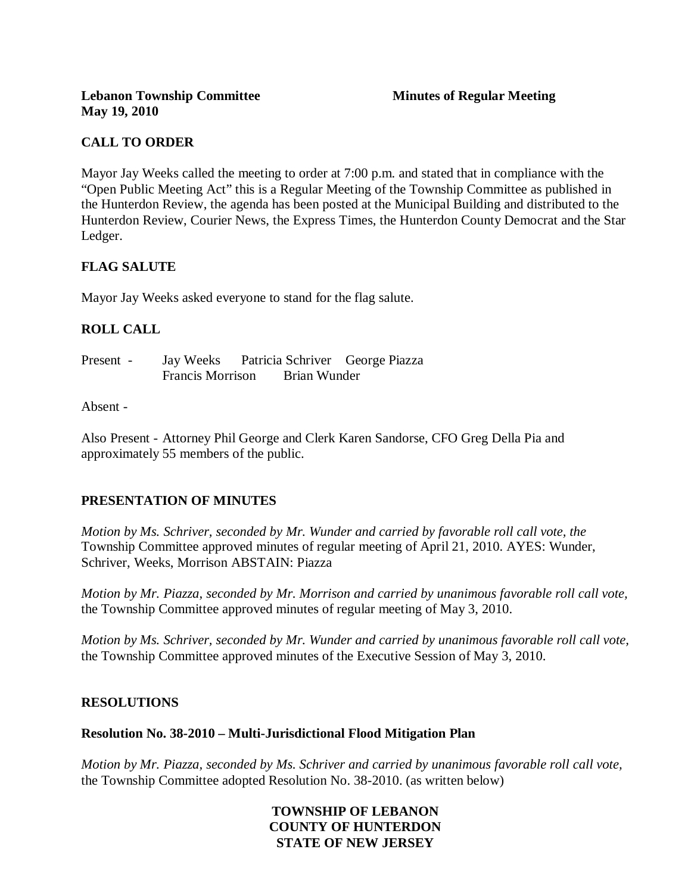**Lebanon Township Committee** **Minutes of Regular Meeting**
**May 19, 2010**

## CALL TO ORDER

Mayor Jay Weeks called the meeting to order at 7:00 p.m. and stated that in compliance with the "Open Public Meeting Act" this is a Regular Meeting of the Township Committee as published in the Hunterdon Review, the agenda has been posted at the Municipal Building and distributed to the Hunterdon Review, Courier News, the Express Times, the Hunterdon County Democrat and the Star Ledger.

## FLAG SALUTE

Mayor Jay Weeks asked everyone to stand for the flag salute.

## ROLL CALL

Present - Jay Weeks Patricia Schriver George Piazza
Francis Morrison Brian Wunder

Absent -

Also Present - Attorney Phil George and Clerk Karen Sandorse, CFO Greg Della Pia and approximately 55 members of the public.

## PRESENTATION OF MINUTES

*Motion by Ms. Schriver, seconded by Mr. Wunder and carried by favorable roll call vote, the* Township Committee approved minutes of regular meeting of April 21, 2010. AYES: Wunder, Schriver, Weeks, Morrison ABSTAIN: Piazza

*Motion by Mr. Piazza, seconded by Mr. Morrison and carried by unanimous favorable roll call vote,* the Township Committee approved minutes of regular meeting of May 3, 2010.

*Motion by Ms. Schriver, seconded by Mr. Wunder and carried by unanimous favorable roll call vote,* the Township Committee approved minutes of the Executive Session of May 3, 2010.

## RESOLUTIONS

### Resolution No. 38-2010 – Multi-Jurisdictional Flood Mitigation Plan

*Motion by Mr. Piazza, seconded by Ms. Schriver and carried by unanimous favorable roll call vote,* the Township Committee adopted Resolution No. 38-2010. (as written below)

**TOWNSHIP OF LEBANON**
**COUNTY OF HUNTERDON**
**STATE OF NEW JERSEY**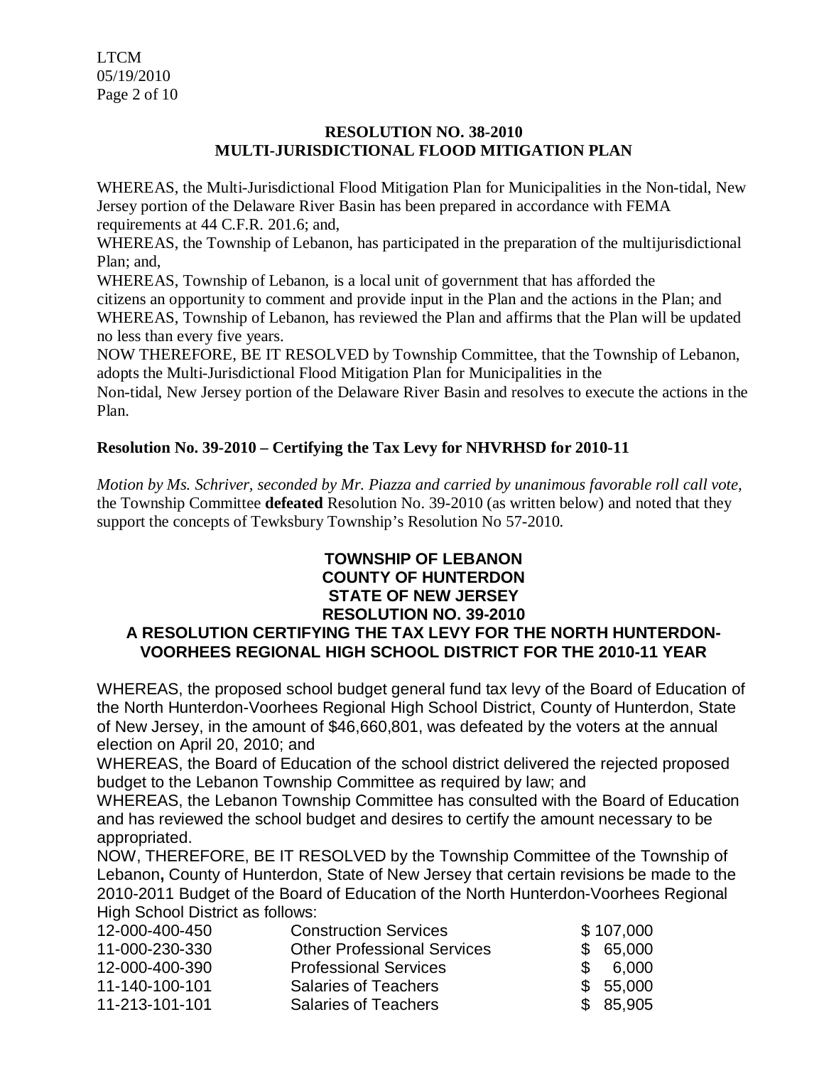## RESOLUTION NO. 38-2010
## MULTI-JURISDICTIONAL FLOOD MITIGATION PLAN

WHEREAS, the Multi-Jurisdictional Flood Mitigation Plan for Municipalities in the Non-tidal, New Jersey portion of the Delaware River Basin has been prepared in accordance with FEMA requirements at 44 C.F.R. 201.6; and,

WHEREAS, the Township of Lebanon, has participated in the preparation of the multijurisdictional Plan; and,

WHEREAS, Township of Lebanon, is a local unit of government that has afforded the citizens an opportunity to comment and provide input in the Plan and the actions in the Plan; and

WHEREAS, Township of Lebanon, has reviewed the Plan and affirms that the Plan will be updated no less than every five years.

NOW THEREFORE, BE IT RESOLVED by Township Committee, that the Township of Lebanon, adopts the Multi-Jurisdictional Flood Mitigation Plan for Municipalities in the Non-tidal, New Jersey portion of the Delaware River Basin and resolves to execute the actions in the Plan.

**Resolution No. 39-2010 – Certifying the Tax Levy for NHVRHSD for 2010-11**

*Motion by Ms. Schriver, seconded by Mr. Piazza and carried by unanimous favorable roll call vote,* the Township Committee **defeated** Resolution No. 39-2010 (as written below) and noted that they support the concepts of Tewksbury Township's Resolution No 57-2010.

## TOWNSHIP OF LEBANON
## COUNTY OF HUNTERDON
## STATE OF NEW JERSEY
## RESOLUTION NO. 39-2010
## A RESOLUTION CERTIFYING THE TAX LEVY FOR THE NORTH HUNTERDON-VOORHEES REGIONAL HIGH SCHOOL DISTRICT FOR THE 2010-11 YEAR

WHEREAS, the proposed school budget general fund tax levy of the Board of Education of the North Hunterdon-Voorhees Regional High School District, County of Hunterdon, State of New Jersey, in the amount of $46,660,801, was defeated by the voters at the annual election on April 20, 2010; and

WHEREAS, the Board of Education of the school district delivered the rejected proposed budget to the Lebanon Township Committee as required by law; and

WHEREAS, the Lebanon Township Committee has consulted with the Board of Education and has reviewed the school budget and desires to certify the amount necessary to be appropriated.

NOW, THEREFORE, BE IT RESOLVED by the Township Committee of the Township of Lebanon**,** County of Hunterdon, State of New Jersey that certain revisions be made to the 2010-2011 Budget of the Board of Education of the North Hunterdon-Voorhees Regional High School District as follows:

| | | |
|---|---|---|
| 12-000-400-450 | Construction Services | $ 107,000 |
| 11-000-230-330 | Other Professional Services | $ 65,000 |
| 12-000-400-390 | Professional Services | $ 6,000 |
| 11-140-100-101 | Salaries of Teachers | $ 55,000 |
| 11-213-101-101 | Salaries of Teachers | $ 85,905 |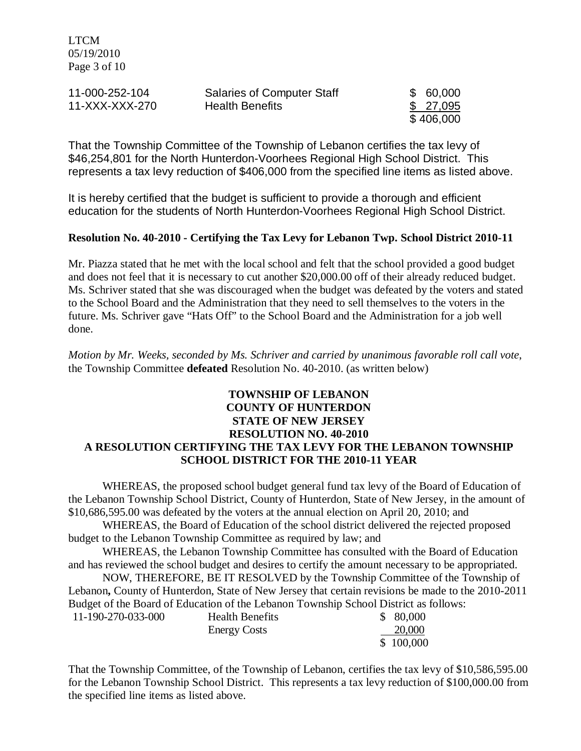| | | |
|---|---|---|
| 11-000-252-104 | Salaries of Computer Staff | $ 60,000 |
| 11-XXX-XXX-270 | Health Benefits | $ 27,095 |
| | | $ 406,000 |

That the Township Committee of the Township of Lebanon certifies the tax levy of $46,254,801 for the North Hunterdon-Voorhees Regional High School District. This represents a tax levy reduction of $406,000 from the specified line items as listed above.

It is hereby certified that the budget is sufficient to provide a thorough and efficient education for the students of North Hunterdon-Voorhees Regional High School District.

**Resolution No. 40-2010 - Certifying the Tax Levy for Lebanon Twp. School District 2010-11**

Mr. Piazza stated that he met with the local school and felt that the school provided a good budget and does not feel that it is necessary to cut another $20,000.00 off of their already reduced budget. Ms. Schriver stated that she was discouraged when the budget was defeated by the voters and stated to the School Board and the Administration that they need to sell themselves to the voters in the future. Ms. Schriver gave "Hats Off" to the School Board and the Administration for a job well done.

*Motion by Mr. Weeks, seconded by Ms. Schriver and carried by unanimous favorable roll call vote*, the Township Committee **defeated** Resolution No. 40-2010. (as written below)

**TOWNSHIP OF LEBANON**
**COUNTY OF HUNTERDON**
**STATE OF NEW JERSEY**
**RESOLUTION NO. 40-2010**
**A RESOLUTION CERTIFYING THE TAX LEVY FOR THE LEBANON TOWNSHIP SCHOOL DISTRICT FOR THE 2010-11 YEAR**

WHEREAS, the proposed school budget general fund tax levy of the Board of Education of the Lebanon Township School District, County of Hunterdon, State of New Jersey, in the amount of $10,686,595.00 was defeated by the voters at the annual election on April 20, 2010; and

WHEREAS, the Board of Education of the school district delivered the rejected proposed budget to the Lebanon Township Committee as required by law; and

WHEREAS, the Lebanon Township Committee has consulted with the Board of Education and has reviewed the school budget and desires to certify the amount necessary to be appropriated.

NOW, THEREFORE, BE IT RESOLVED by the Township Committee of the Township of Lebanon**,** County of Hunterdon, State of New Jersey that certain revisions be made to the 2010-2011 Budget of the Board of Education of the Lebanon Township School District as follows:

| | | |
|---|---|---|
| 11-190-270-033-000 | Health Benefits | $ 80,000 |
| | Energy Costs | 20,000 |
| | | $ 100,000 |

That the Township Committee, of the Township of Lebanon, certifies the tax levy of $10,586,595.00 for the Lebanon Township School District. This represents a tax levy reduction of $100,000.00 from the specified line items as listed above.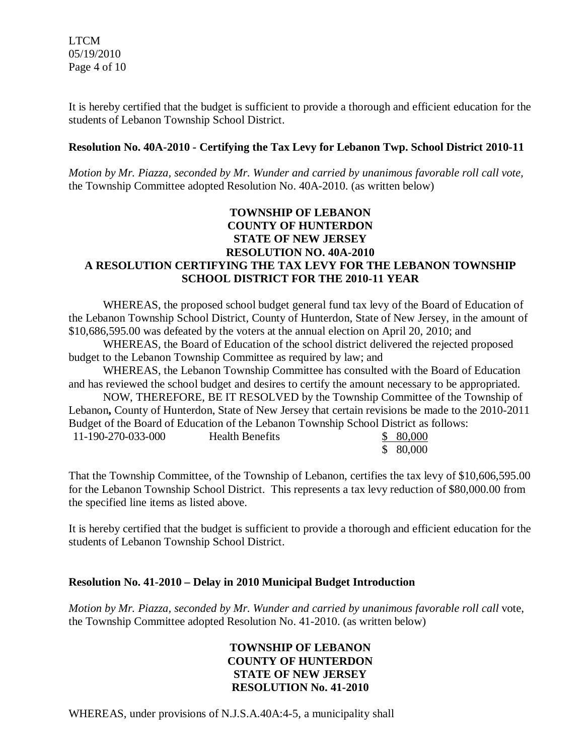It is hereby certified that the budget is sufficient to provide a thorough and efficient education for the students of Lebanon Township School District.

**Resolution No. 40A-2010 - Certifying the Tax Levy for Lebanon Twp. School District 2010-11**

*Motion by Mr. Piazza, seconded by Mr. Wunder and carried by unanimous favorable roll call vote,* the Township Committee adopted Resolution No. 40A-2010. (as written below)

**TOWNSHIP OF LEBANON**
**COUNTY OF HUNTERDON**
**STATE OF NEW JERSEY**
**RESOLUTION NO. 40A-2010**
**A RESOLUTION CERTIFYING THE TAX LEVY FOR THE LEBANON TOWNSHIP SCHOOL DISTRICT FOR THE 2010-11 YEAR**

WHEREAS, the proposed school budget general fund tax levy of the Board of Education of the Lebanon Township School District, County of Hunterdon, State of New Jersey, in the amount of $10,686,595.00 was defeated by the voters at the annual election on April 20, 2010; and

WHEREAS, the Board of Education of the school district delivered the rejected proposed budget to the Lebanon Township Committee as required by law; and

WHEREAS, the Lebanon Township Committee has consulted with the Board of Education and has reviewed the school budget and desires to certify the amount necessary to be appropriated.

NOW, THEREFORE, BE IT RESOLVED by the Township Committee of the Township of Lebanon**,** County of Hunterdon, State of New Jersey that certain revisions be made to the 2010-2011 Budget of the Board of Education of the Lebanon Township School District as follows:

| | | |
|---|---|---|
| 11-190-270-033-000 | Health Benefits | $ 80,000 |
| | | $ 80,000 |

That the Township Committee, of the Township of Lebanon, certifies the tax levy of $10,606,595.00 for the Lebanon Township School District. This represents a tax levy reduction of $80,000.00 from the specified line items as listed above.

It is hereby certified that the budget is sufficient to provide a thorough and efficient education for the students of Lebanon Township School District.

**Resolution No. 41-2010 – Delay in 2010 Municipal Budget Introduction**

*Motion by Mr. Piazza, seconded by Mr. Wunder and carried by unanimous favorable roll call* vote, the Township Committee adopted Resolution No. 41-2010. (as written below)

**TOWNSHIP OF LEBANON**
**COUNTY OF HUNTERDON**
**STATE OF NEW JERSEY**
**RESOLUTION No. 41-2010**

WHEREAS, under provisions of N.J.S.A.40A:4-5, a municipality shall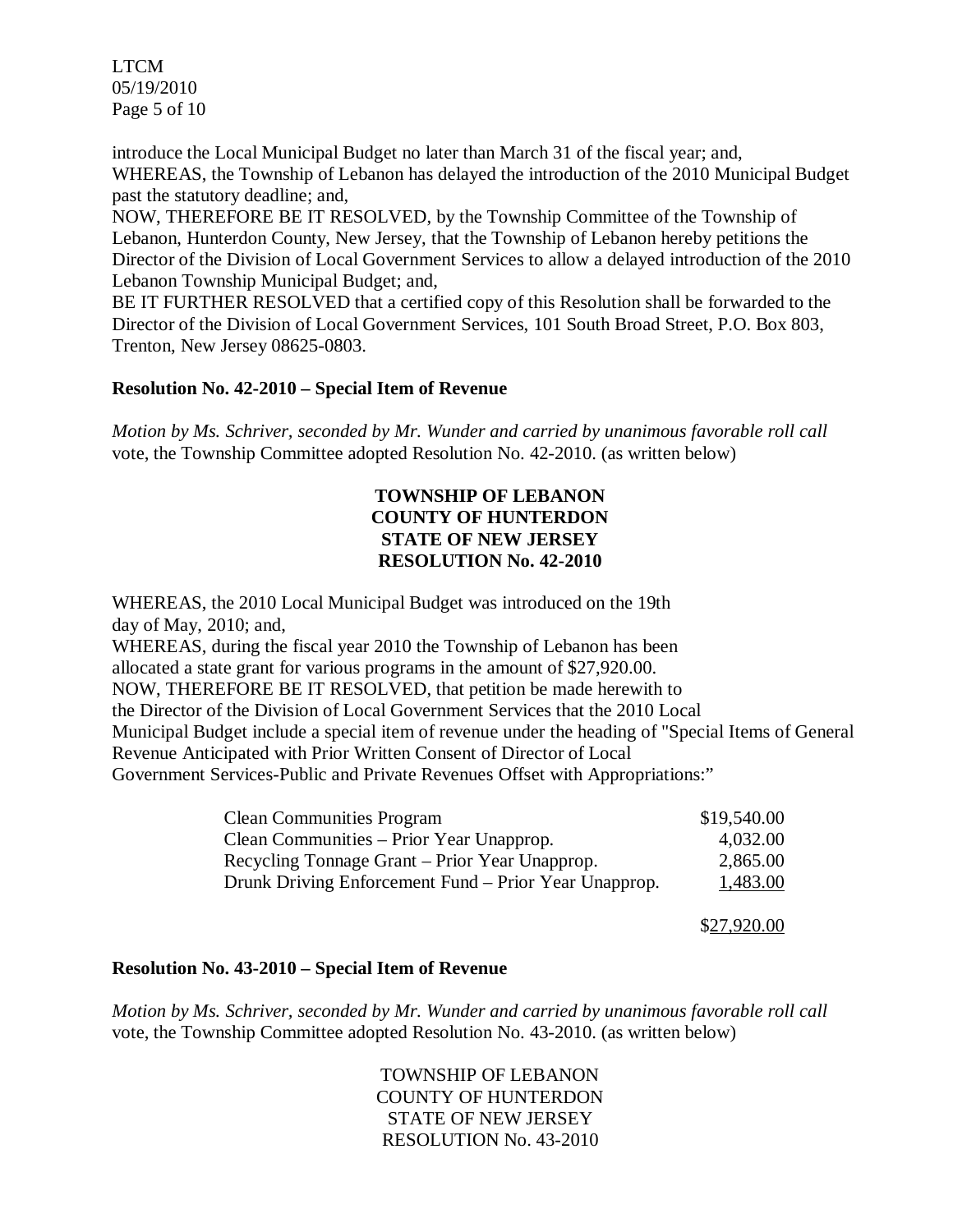introduce the Local Municipal Budget no later than March 31 of the fiscal year; and,
WHEREAS, the Township of Lebanon has delayed the introduction of the 2010 Municipal Budget past the statutory deadline; and,
NOW, THEREFORE BE IT RESOLVED, by the Township Committee of the Township of Lebanon, Hunterdon County, New Jersey, that the Township of Lebanon hereby petitions the Director of the Division of Local Government Services to allow a delayed introduction of the 2010 Lebanon Township Municipal Budget; and,
BE IT FURTHER RESOLVED that a certified copy of this Resolution shall be forwarded to the Director of the Division of Local Government Services, 101 South Broad Street, P.O. Box 803, Trenton, New Jersey 08625-0803.

**Resolution No. 42-2010 – Special Item of Revenue**

*Motion by Ms. Schriver, seconded by Mr. Wunder and carried by unanimous favorable roll call* vote, the Township Committee adopted Resolution No. 42-2010. (as written below)

**TOWNSHIP OF LEBANON**
**COUNTY OF HUNTERDON**
**STATE OF NEW JERSEY**
**RESOLUTION No. 42-2010**

WHEREAS, the 2010 Local Municipal Budget was introduced on the 19th day of May, 2010; and,
WHEREAS, during the fiscal year 2010 the Township of Lebanon has been allocated a state grant for various programs in the amount of $27,920.00.
NOW, THEREFORE BE IT RESOLVED, that petition be made herewith to the Director of the Division of Local Government Services that the 2010 Local Municipal Budget include a special item of revenue under the heading of "Special Items of General Revenue Anticipated with Prior Written Consent of Director of Local Government Services-Public and Private Revenues Offset with Appropriations:"

| | |
|---|---|
| Clean Communities Program | $19,540.00 |
| Clean Communities – Prior Year Unapprop. | 4,032.00 |
| Recycling Tonnage Grant – Prior Year Unapprop. | 2,865.00 |
| Drunk Driving Enforcement Fund – Prior Year Unapprop. | 1,483.00 |
| | $27,920.00 |

**Resolution No. 43-2010 – Special Item of Revenue**

*Motion by Ms. Schriver, seconded by Mr. Wunder and carried by unanimous favorable roll call* vote, the Township Committee adopted Resolution No. 43-2010. (as written below)

TOWNSHIP OF LEBANON
COUNTY OF HUNTERDON
STATE OF NEW JERSEY
RESOLUTION No. 43-2010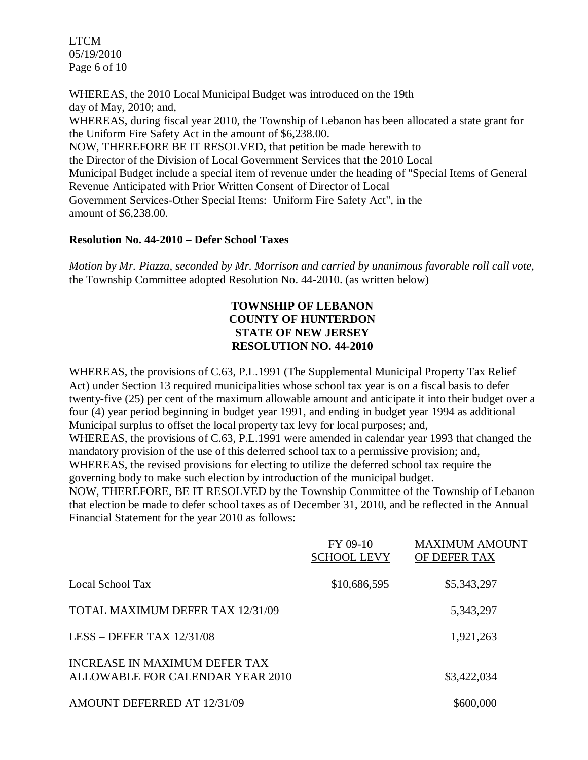WHEREAS, the 2010 Local Municipal Budget was introduced on the 19th day of May, 2010; and,
WHEREAS, during fiscal year 2010, the Township of Lebanon has been allocated a state grant for the Uniform Fire Safety Act in the amount of $6,238.00.
NOW, THEREFORE BE IT RESOLVED, that petition be made herewith to the Director of the Division of Local Government Services that the 2010 Local Municipal Budget include a special item of revenue under the heading of "Special Items of General Revenue Anticipated with Prior Written Consent of Director of Local Government Services-Other Special Items: Uniform Fire Safety Act", in the amount of $6,238.00.

**Resolution No. 44-2010 – Defer School Taxes**

*Motion by Mr. Piazza, seconded by Mr. Morrison and carried by unanimous favorable roll call vote,* the Township Committee adopted Resolution No. 44-2010. (as written below)

**TOWNSHIP OF LEBANON**
**COUNTY OF HUNTERDON**
**STATE OF NEW JERSEY**
**RESOLUTION NO. 44-2010**

WHEREAS, the provisions of C.63, P.L.1991 (The Supplemental Municipal Property Tax Relief Act) under Section 13 required municipalities whose school tax year is on a fiscal basis to defer twenty-five (25) per cent of the maximum allowable amount and anticipate it into their budget over a four (4) year period beginning in budget year 1991, and ending in budget year 1994 as additional Municipal surplus to offset the local property tax levy for local purposes; and,
WHEREAS, the provisions of C.63, P.L.1991 were amended in calendar year 1993 that changed the mandatory provision of the use of this deferred school tax to a permissive provision; and,
WHEREAS, the revised provisions for electing to utilize the deferred school tax require the governing body to make such election by introduction of the municipal budget.
NOW, THEREFORE, BE IT RESOLVED by the Township Committee of the Township of Lebanon that election be made to defer school taxes as of December 31, 2010, and be reflected in the Annual Financial Statement for the year 2010 as follows:

| | FY 09-10 SCHOOL LEVY | MAXIMUM AMOUNT OF DEFER TAX |
|---|---|---|
| Local School Tax | $10,686,595 | $5,343,297 |
| TOTAL MAXIMUM DEFER TAX 12/31/09 | | 5,343,297 |
| LESS – DEFER TAX 12/31/08 | | 1,921,263 |
| INCREASE IN MAXIMUM DEFER TAX ALLOWABLE FOR CALENDAR YEAR 2010 | | $3,422,034 |
| AMOUNT DEFERRED AT 12/31/09 | | $600,000 |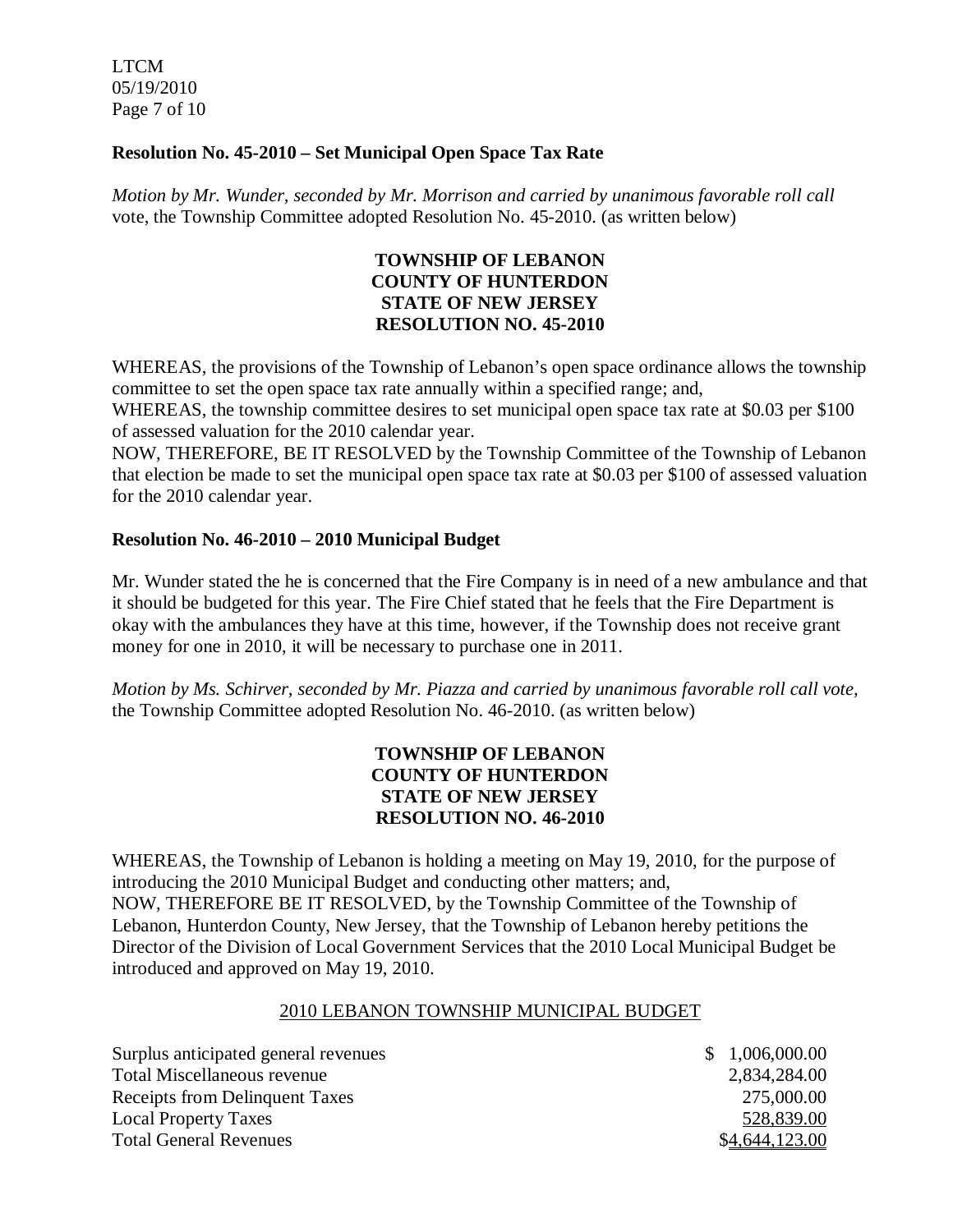**Resolution No. 45-2010 – Set Municipal Open Space Tax Rate**

*Motion by Mr. Wunder, seconded by Mr. Morrison and carried by unanimous favorable roll call* vote, the Township Committee adopted Resolution No. 45-2010. (as written below)

**TOWNSHIP OF LEBANON**
**COUNTY OF HUNTERDON**
**STATE OF NEW JERSEY**
**RESOLUTION NO. 45-2010**

WHEREAS, the provisions of the Township of Lebanon's open space ordinance allows the township committee to set the open space tax rate annually within a specified range; and,

WHEREAS, the township committee desires to set municipal open space tax rate at \$0.03 per \$100 of assessed valuation for the 2010 calendar year.

NOW, THEREFORE, BE IT RESOLVED by the Township Committee of the Township of Lebanon that election be made to set the municipal open space tax rate at \$0.03 per \$100 of assessed valuation for the 2010 calendar year.

**Resolution No. 46-2010 – 2010 Municipal Budget**

Mr. Wunder stated the he is concerned that the Fire Company is in need of a new ambulance and that it should be budgeted for this year. The Fire Chief stated that he feels that the Fire Department is okay with the ambulances they have at this time, however, if the Township does not receive grant money for one in 2010, it will be necessary to purchase one in 2011.

*Motion by Ms. Schirver, seconded by Mr. Piazza and carried by unanimous favorable roll call vote,* the Township Committee adopted Resolution No. 46-2010. (as written below)

**TOWNSHIP OF LEBANON**
**COUNTY OF HUNTERDON**
**STATE OF NEW JERSEY**
**RESOLUTION NO. 46-2010**

WHEREAS, the Township of Lebanon is holding a meeting on May 19, 2010, for the purpose of introducing the 2010 Municipal Budget and conducting other matters; and,

NOW, THEREFORE BE IT RESOLVED, by the Township Committee of the Township of Lebanon, Hunterdon County, New Jersey, that the Township of Lebanon hereby petitions the Director of the Division of Local Government Services that the 2010 Local Municipal Budget be introduced and approved on May 19, 2010.

2010 LEBANON TOWNSHIP MUNICIPAL BUDGET

| | |
|---|---|
| Surplus anticipated general revenues | \$ 1,006,000.00 |
| Total Miscellaneous revenue | 2,834,284.00 |
| Receipts from Delinquent Taxes | 275,000.00 |
| Local Property Taxes | 528,839.00 |
| Total General Revenues | \$4,644,123.00 |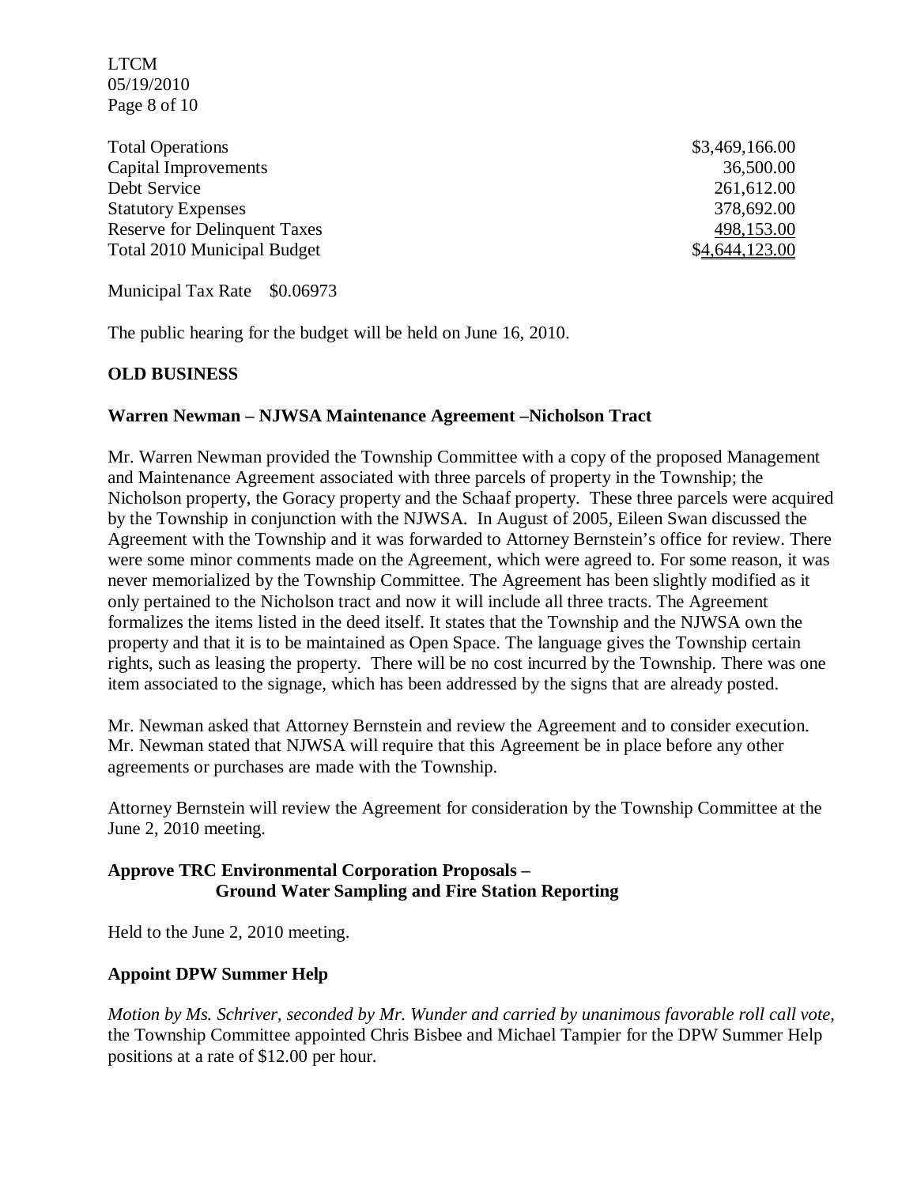| | |
|---|---|
| Total Operations | \$3,469,166.00 |
| Capital Improvements | 36,500.00 |
| Debt Service | 261,612.00 |
| Statutory Expenses | 378,692.00 |
| Reserve for Delinquent Taxes | 498,153.00 |
| Total 2010 Municipal Budget | \$4,644,123.00 |

Municipal Tax Rate \$0.06973

The public hearing for the budget will be held on June 16, 2010.

## OLD BUSINESS

### Warren Newman – NJWSA Maintenance Agreement –Nicholson Tract

Mr. Warren Newman provided the Township Committee with a copy of the proposed Management and Maintenance Agreement associated with three parcels of property in the Township; the Nicholson property, the Goracy property and the Schaaf property. These three parcels were acquired by the Township in conjunction with the NJWSA. In August of 2005, Eileen Swan discussed the Agreement with the Township and it was forwarded to Attorney Bernstein's office for review. There were some minor comments made on the Agreement, which were agreed to. For some reason, it was never memorialized by the Township Committee. The Agreement has been slightly modified as it only pertained to the Nicholson tract and now it will include all three tracts. The Agreement formalizes the items listed in the deed itself. It states that the Township and the NJWSA own the property and that it is to be maintained as Open Space. The language gives the Township certain rights, such as leasing the property. There will be no cost incurred by the Township. There was one item associated to the signage, which has been addressed by the signs that are already posted.

Mr. Newman asked that Attorney Bernstein and review the Agreement and to consider execution. Mr. Newman stated that NJWSA will require that this Agreement be in place before any other agreements or purchases are made with the Township.

Attorney Bernstein will review the Agreement for consideration by the Township Committee at the June 2, 2010 meeting.

### Approve TRC Environmental Corporation Proposals – Ground Water Sampling and Fire Station Reporting

Held to the June 2, 2010 meeting.

### Appoint DPW Summer Help

*Motion by Ms. Schriver, seconded by Mr. Wunder and carried by unanimous favorable roll call vote,* the Township Committee appointed Chris Bisbee and Michael Tampier for the DPW Summer Help positions at a rate of \$12.00 per hour.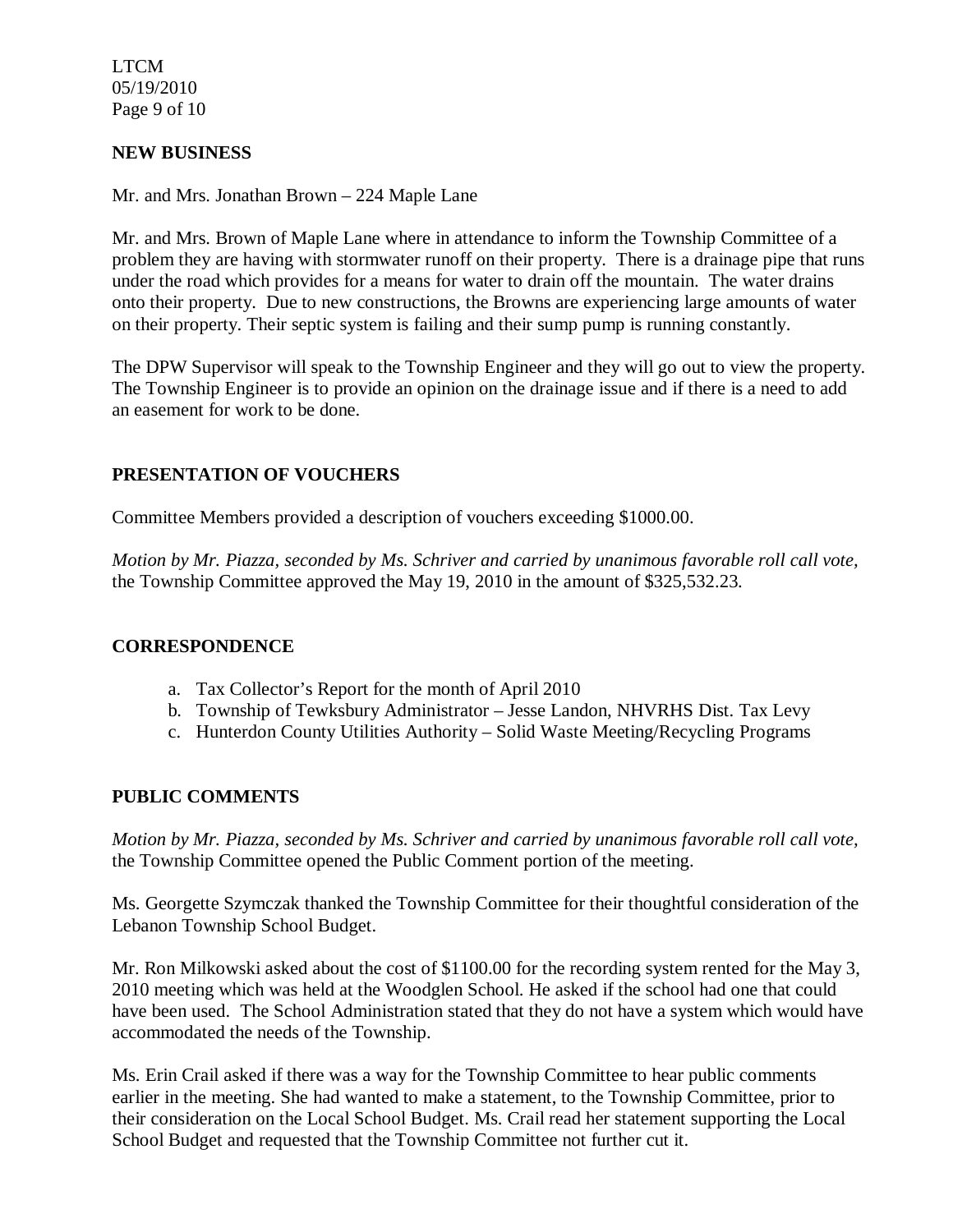## NEW BUSINESS

Mr. and Mrs. Jonathan Brown – 224 Maple Lane

Mr. and Mrs. Brown of Maple Lane where in attendance to inform the Township Committee of a problem they are having with stormwater runoff on their property. There is a drainage pipe that runs under the road which provides for a means for water to drain off the mountain. The water drains onto their property. Due to new constructions, the Browns are experiencing large amounts of water on their property. Their septic system is failing and their sump pump is running constantly.

The DPW Supervisor will speak to the Township Engineer and they will go out to view the property. The Township Engineer is to provide an opinion on the drainage issue and if there is a need to add an easement for work to be done.

## PRESENTATION OF VOUCHERS

Committee Members provided a description of vouchers exceeding $1000.00.

*Motion by Mr. Piazza, seconded by Ms. Schriver and carried by unanimous favorable roll call vote,* the Township Committee approved the May 19, 2010 in the amount of $325,532.23.

## CORRESPONDENCE

a. Tax Collector's Report for the month of April 2010
b. Township of Tewksbury Administrator – Jesse Landon, NHVRHS Dist. Tax Levy
c. Hunterdon County Utilities Authority – Solid Waste Meeting/Recycling Programs

## PUBLIC COMMENTS

*Motion by Mr. Piazza, seconded by Ms. Schriver and carried by unanimous favorable roll call vote,* the Township Committee opened the Public Comment portion of the meeting.

Ms. Georgette Szymczak thanked the Township Committee for their thoughtful consideration of the Lebanon Township School Budget.

Mr. Ron Milkowski asked about the cost of $1100.00 for the recording system rented for the May 3, 2010 meeting which was held at the Woodglen School. He asked if the school had one that could have been used. The School Administration stated that they do not have a system which would have accommodated the needs of the Township.

Ms. Erin Crail asked if there was a way for the Township Committee to hear public comments earlier in the meeting. She had wanted to make a statement, to the Township Committee, prior to their consideration on the Local School Budget. Ms. Crail read her statement supporting the Local School Budget and requested that the Township Committee not further cut it.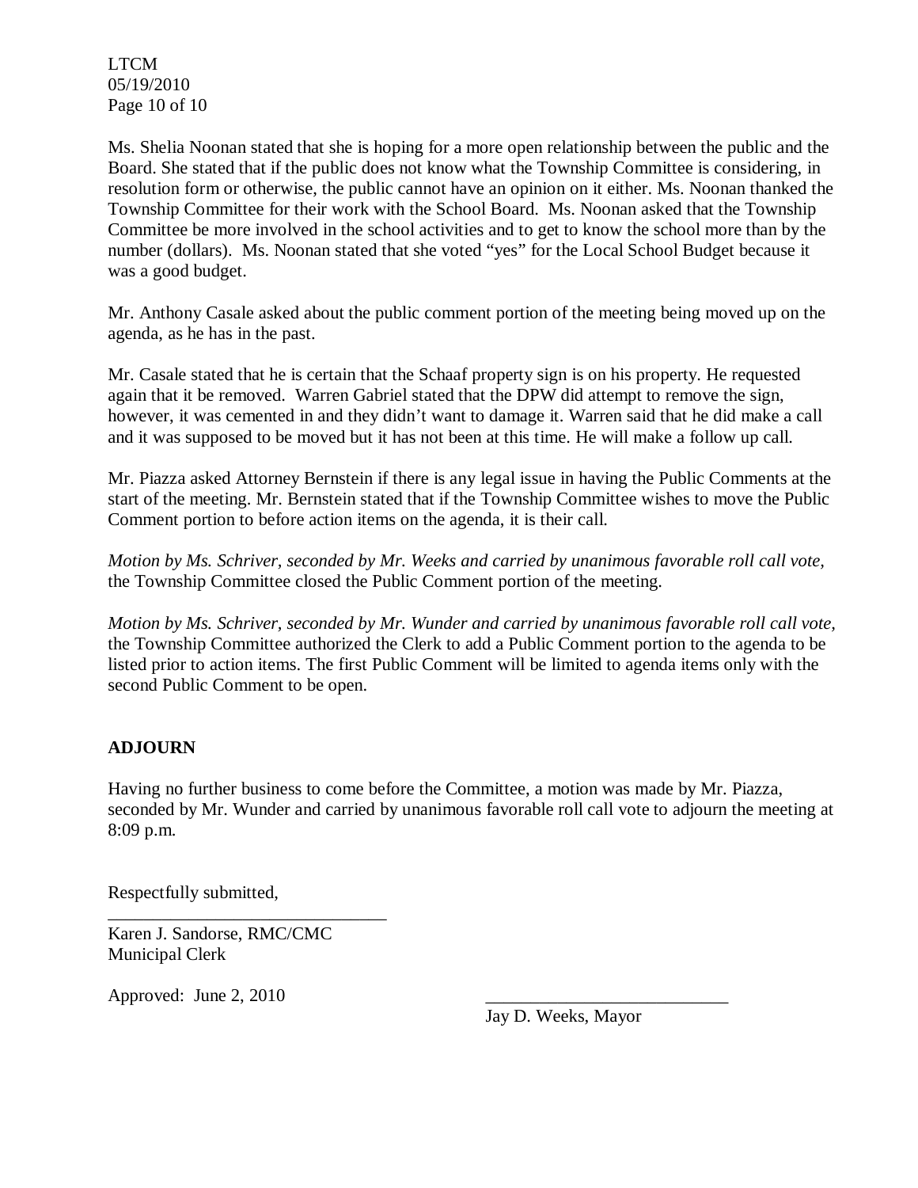Ms. Shelia Noonan stated that she is hoping for a more open relationship between the public and the Board. She stated that if the public does not know what the Township Committee is considering, in resolution form or otherwise, the public cannot have an opinion on it either. Ms. Noonan thanked the Township Committee for their work with the School Board. Ms. Noonan asked that the Township Committee be more involved in the school activities and to get to know the school more than by the number (dollars). Ms. Noonan stated that she voted "yes" for the Local School Budget because it was a good budget.

Mr. Anthony Casale asked about the public comment portion of the meeting being moved up on the agenda, as he has in the past.

Mr. Casale stated that he is certain that the Schaaf property sign is on his property. He requested again that it be removed. Warren Gabriel stated that the DPW did attempt to remove the sign, however, it was cemented in and they didn't want to damage it. Warren said that he did make a call and it was supposed to be moved but it has not been at this time. He will make a follow up call.

Mr. Piazza asked Attorney Bernstein if there is any legal issue in having the Public Comments at the start of the meeting. Mr. Bernstein stated that if the Township Committee wishes to move the Public Comment portion to before action items on the agenda, it is their call.

*Motion by Ms. Schriver, seconded by Mr. Weeks and carried by unanimous favorable roll call vote,* the Township Committee closed the Public Comment portion of the meeting.

*Motion by Ms. Schriver, seconded by Mr. Wunder and carried by unanimous favorable roll call vote,* the Township Committee authorized the Clerk to add a Public Comment portion to the agenda to be listed prior to action items. The first Public Comment will be limited to agenda items only with the second Public Comment to be open.

**ADJOURN**

Having no further business to come before the Committee, a motion was made by Mr. Piazza, seconded by Mr. Wunder and carried by unanimous favorable roll call vote to adjourn the meeting at 8:09 p.m.

Respectfully submitted,

\_\_\_\_\_\_\_\_\_\_\_\_\_\_\_\_\_\_\_\_\_\_\_\_\_\_\_\_\_\_\_\_
Karen J. Sandorse, RMC/CMC
Municipal Clerk

Approved: June 2, 2010

\_\_\_\_\_\_\_\_\_\_\_\_\_\_\_\_\_\_\_\_\_\_\_\_\_\_\_\_
Jay D. Weeks, Mayor